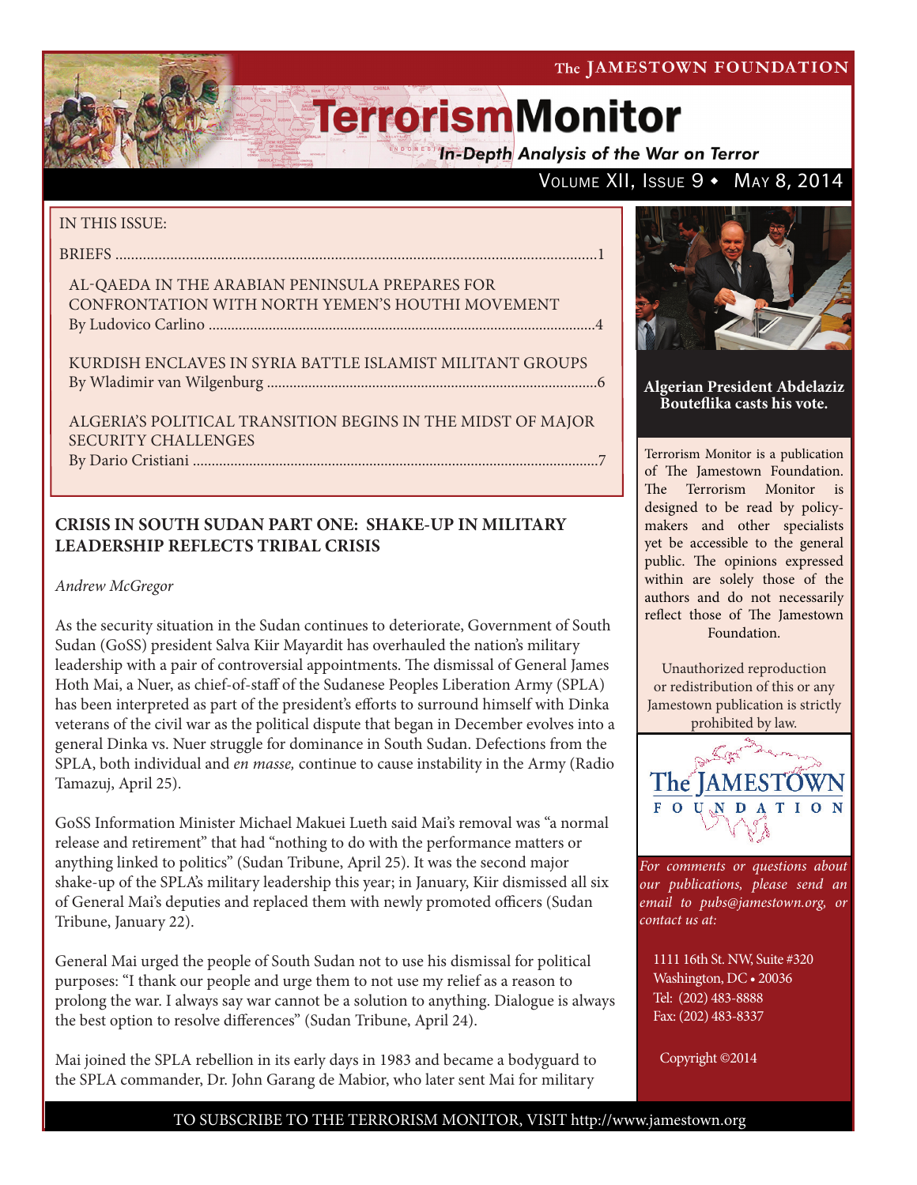The JAMESTOWN FOUNDATION

# TerrorismMonitor

*In-Depth Analysis of the War on Terror*

Volume XII, Issue 9 • May 8, 2014

IN THIS ISSUE:

BRIEFS ..........1

AL-QAEDA IN THE ARABIAN PENINSULA PREPARES FOR CONFRONTATION WITH NORTH YEMEN'S HOUTHI MOVEMENT
By Ludovico Carlino ..........4

KURDISH ENCLAVES IN SYRIA BATTLE ISLAMIST MILITANT GROUPS
By Wladimir van Wilgenburg ..........6

ALGERIA'S POLITICAL TRANSITION BEGINS IN THE MIDST OF MAJOR SECURITY CHALLENGES
By Dario Cristiani ..........7

**Algerian President Abdelaziz Bouteflika casts his vote.**

Terrorism Monitor is a publication of The Jamestown Foundation. The Terrorism Monitor is designed to be read by policy-makers and other specialists yet be accessible to the general public. The opinions expressed within are solely those of the authors and do not necessarily reflect those of The Jamestown Foundation.

Unauthorized reproduction or redistribution of this or any Jamestown publication is strictly prohibited by law.

*For comments or questions about our publications, please send an email to pubs@jamestown.org, or contact us at:*

1111 16th St. NW, Suite #320
Washington, DC • 20036
Tel: (202) 483-8888
Fax: (202) 483-8337

Copyright ©2014

## CRISIS IN SOUTH SUDAN PART ONE: SHAKE-UP IN MILITARY LEADERSHIP REFLECTS TRIBAL CRISIS

*Andrew McGregor*

As the security situation in the Sudan continues to deteriorate, Government of South Sudan (GoSS) president Salva Kiir Mayardit has overhauled the nation's military leadership with a pair of controversial appointments. The dismissal of General James Hoth Mai, a Nuer, as chief-of-staff of the Sudanese Peoples Liberation Army (SPLA) has been interpreted as part of the president's efforts to surround himself with Dinka veterans of the civil war as the political dispute that began in December evolves into a general Dinka vs. Nuer struggle for dominance in South Sudan. Defections from the SPLA, both individual and *en masse,* continue to cause instability in the Army (Radio Tamazuj, April 25).

GoSS Information Minister Michael Makuei Lueth said Mai's removal was "a normal release and retirement" that had "nothing to do with the performance matters or anything linked to politics" (Sudan Tribune, April 25). It was the second major shake-up of the SPLA's military leadership this year; in January, Kiir dismissed all six of General Mai's deputies and replaced them with newly promoted officers (Sudan Tribune, January 22).

General Mai urged the people of South Sudan not to use his dismissal for political purposes: "I thank our people and urge them to not use my relief as a reason to prolong the war. I always say war cannot be a solution to anything. Dialogue is always the best option to resolve differences" (Sudan Tribune, April 24).

Mai joined the SPLA rebellion in its early days in 1983 and became a bodyguard to the SPLA commander, Dr. John Garang de Mabior, who later sent Mai for military

TO SUBSCRIBE TO THE TERRORISM MONITOR, VISIT http://www.jamestown.org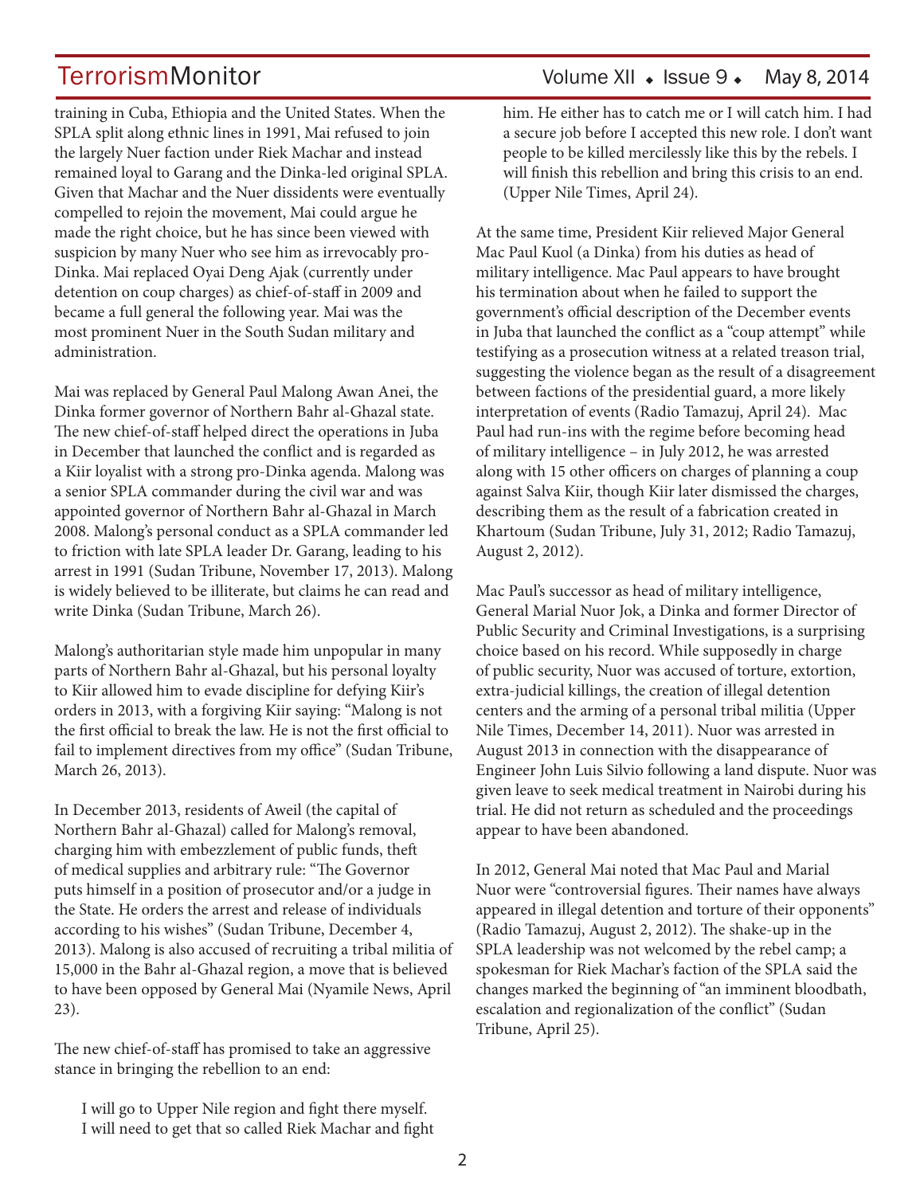training in Cuba, Ethiopia and the United States. When the SPLA split along ethnic lines in 1991, Mai refused to join the largely Nuer faction under Riek Machar and instead remained loyal to Garang and the Dinka-led original SPLA. Given that Machar and the Nuer dissidents were eventually compelled to rejoin the movement, Mai could argue he made the right choice, but he has since been viewed with suspicion by many Nuer who see him as irrevocably pro-Dinka. Mai replaced Oyai Deng Ajak (currently under detention on coup charges) as chief-of-staff in 2009 and became a full general the following year. Mai was the most prominent Nuer in the South Sudan military and administration.

Mai was replaced by General Paul Malong Awan Anei, the Dinka former governor of Northern Bahr al-Ghazal state. The new chief-of-staff helped direct the operations in Juba in December that launched the conflict and is regarded as a Kiir loyalist with a strong pro-Dinka agenda. Malong was a senior SPLA commander during the civil war and was appointed governor of Northern Bahr al-Ghazal in March 2008. Malong's personal conduct as a SPLA commander led to friction with late SPLA leader Dr. Garang, leading to his arrest in 1991 (Sudan Tribune, November 17, 2013). Malong is widely believed to be illiterate, but claims he can read and write Dinka (Sudan Tribune, March 26).

Malong's authoritarian style made him unpopular in many parts of Northern Bahr al-Ghazal, but his personal loyalty to Kiir allowed him to evade discipline for defying Kiir's orders in 2013, with a forgiving Kiir saying: "Malong is not the first official to break the law. He is not the first official to fail to implement directives from my office" (Sudan Tribune, March 26, 2013).

In December 2013, residents of Aweil (the capital of Northern Bahr al-Ghazal) called for Malong's removal, charging him with embezzlement of public funds, theft of medical supplies and arbitrary rule: "The Governor puts himself in a position of prosecutor and/or a judge in the State. He orders the arrest and release of individuals according to his wishes" (Sudan Tribune, December 4, 2013). Malong is also accused of recruiting a tribal militia of 15,000 in the Bahr al-Ghazal region, a move that is believed to have been opposed by General Mai (Nyamile News, April 23).

The new chief-of-staff has promised to take an aggressive stance in bringing the rebellion to an end:

> I will go to Upper Nile region and fight there myself. I will need to get that so called Riek Machar and fight him. He either has to catch me or I will catch him. I had a secure job before I accepted this new role. I don't want people to be killed mercilessly like this by the rebels. I will finish this rebellion and bring this crisis to an end. (Upper Nile Times, April 24).

At the same time, President Kiir relieved Major General Mac Paul Kuol (a Dinka) from his duties as head of military intelligence. Mac Paul appears to have brought his termination about when he failed to support the government's official description of the December events in Juba that launched the conflict as a "coup attempt" while testifying as a prosecution witness at a related treason trial, suggesting the violence began as the result of a disagreement between factions of the presidential guard, a more likely interpretation of events (Radio Tamazuj, April 24). Mac Paul had run-ins with the regime before becoming head of military intelligence – in July 2012, he was arrested along with 15 other officers on charges of planning a coup against Salva Kiir, though Kiir later dismissed the charges, describing them as the result of a fabrication created in Khartoum (Sudan Tribune, July 31, 2012; Radio Tamazuj, August 2, 2012).

Mac Paul's successor as head of military intelligence, General Marial Nuor Jok, a Dinka and former Director of Public Security and Criminal Investigations, is a surprising choice based on his record. While supposedly in charge of public security, Nuor was accused of torture, extortion, extra-judicial killings, the creation of illegal detention centers and the arming of a personal tribal militia (Upper Nile Times, December 14, 2011). Nuor was arrested in August 2013 in connection with the disappearance of Engineer John Luis Silvio following a land dispute. Nuor was given leave to seek medical treatment in Nairobi during his trial. He did not return as scheduled and the proceedings appear to have been abandoned.

In 2012, General Mai noted that Mac Paul and Marial Nuor were "controversial figures. Their names have always appeared in illegal detention and torture of their opponents" (Radio Tamazuj, August 2, 2012). The shake-up in the SPLA leadership was not welcomed by the rebel camp; a spokesman for Riek Machar's faction of the SPLA said the changes marked the beginning of "an imminent bloodbath, escalation and regionalization of the conflict" (Sudan Tribune, April 25).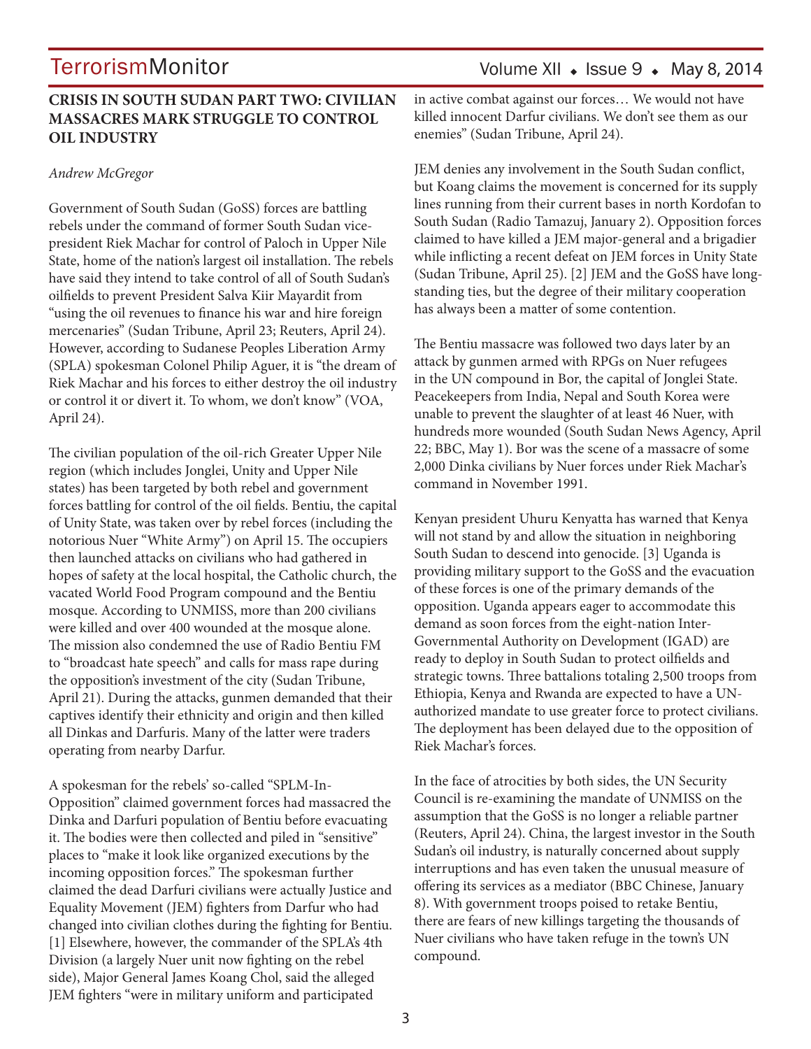## CRISIS IN SOUTH SUDAN PART TWO: CIVILIAN MASSACRES MARK STRUGGLE TO CONTROL OIL INDUSTRY

*Andrew McGregor*

Government of South Sudan (GoSS) forces are battling rebels under the command of former South Sudan vice-president Riek Machar for control of Paloch in Upper Nile State, home of the nation's largest oil installation. The rebels have said they intend to take control of all of South Sudan's oilfields to prevent President Salva Kiir Mayardit from "using the oil revenues to finance his war and hire foreign mercenaries" (Sudan Tribune, April 23; Reuters, April 24). However, according to Sudanese Peoples Liberation Army (SPLA) spokesman Colonel Philip Aguer, it is "the dream of Riek Machar and his forces to either destroy the oil industry or control it or divert it. To whom, we don't know" (VOA, April 24).

The civilian population of the oil-rich Greater Upper Nile region (which includes Jonglei, Unity and Upper Nile states) has been targeted by both rebel and government forces battling for control of the oil fields. Bentiu, the capital of Unity State, was taken over by rebel forces (including the notorious Nuer "White Army") on April 15. The occupiers then launched attacks on civilians who had gathered in hopes of safety at the local hospital, the Catholic church, the vacated World Food Program compound and the Bentiu mosque. According to UNMISS, more than 200 civilians were killed and over 400 wounded at the mosque alone. The mission also condemned the use of Radio Bentiu FM to "broadcast hate speech" and calls for mass rape during the opposition's investment of the city (Sudan Tribune, April 21). During the attacks, gunmen demanded that their captives identify their ethnicity and origin and then killed all Dinkas and Darfuris. Many of the latter were traders operating from nearby Darfur.

A spokesman for the rebels' so-called "SPLM-In-Opposition" claimed government forces had massacred the Dinka and Darfuri population of Bentiu before evacuating it. The bodies were then collected and piled in "sensitive" places to "make it look like organized executions by the incoming opposition forces." The spokesman further claimed the dead Darfuri civilians were actually Justice and Equality Movement (JEM) fighters from Darfur who had changed into civilian clothes during the fighting for Bentiu. [1] Elsewhere, however, the commander of the SPLA's 4th Division (a largely Nuer unit now fighting on the rebel side), Major General James Koang Chol, said the alleged JEM fighters "were in military uniform and participated in active combat against our forces… We would not have killed innocent Darfur civilians. We don't see them as our enemies" (Sudan Tribune, April 24).

JEM denies any involvement in the South Sudan conflict, but Koang claims the movement is concerned for its supply lines running from their current bases in north Kordofan to South Sudan (Radio Tamazuj, January 2). Opposition forces claimed to have killed a JEM major-general and a brigadier while inflicting a recent defeat on JEM forces in Unity State (Sudan Tribune, April 25). [2] JEM and the GoSS have long-standing ties, but the degree of their military cooperation has always been a matter of some contention.

The Bentiu massacre was followed two days later by an attack by gunmen armed with RPGs on Nuer refugees in the UN compound in Bor, the capital of Jonglei State. Peacekeepers from India, Nepal and South Korea were unable to prevent the slaughter of at least 46 Nuer, with hundreds more wounded (South Sudan News Agency, April 22; BBC, May 1). Bor was the scene of a massacre of some 2,000 Dinka civilians by Nuer forces under Riek Machar's command in November 1991.

Kenyan president Uhuru Kenyatta has warned that Kenya will not stand by and allow the situation in neighboring South Sudan to descend into genocide. [3] Uganda is providing military support to the GoSS and the evacuation of these forces is one of the primary demands of the opposition. Uganda appears eager to accommodate this demand as soon as forces from the eight-nation Inter-Governmental Authority on Development (IGAD) are ready to deploy in South Sudan to protect oilfields and strategic towns. Three battalions totaling 2,500 troops from Ethiopia, Kenya and Rwanda are expected to have a UN-authorized mandate to use greater force to protect civilians. The deployment has been delayed due to the opposition of Riek Machar's forces.

In the face of atrocities by both sides, the UN Security Council is re-examining the mandate of UNMISS on the assumption that the GoSS is no longer a reliable partner (Reuters, April 24). China, the largest investor in the South Sudan's oil industry, is naturally concerned about supply interruptions and has even taken the unusual measure of offering its services as a mediator (BBC Chinese, January 8). With government troops poised to retake Bentiu, there are fears of new killings targeting the thousands of Nuer civilians who have taken refuge in the town's UN compound.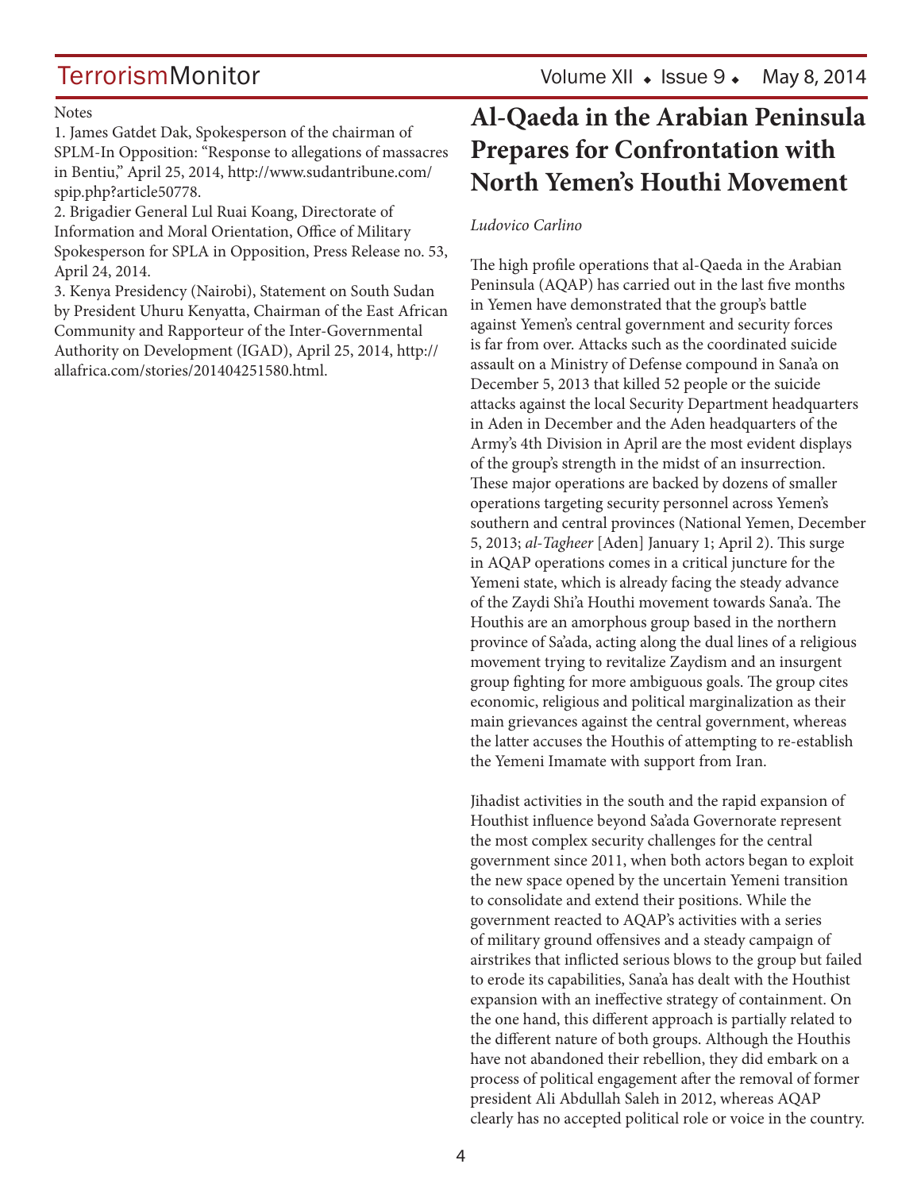Notes

1. James Gatdet Dak, Spokesperson of the chairman of SPLM-In Opposition: "Response to allegations of massacres in Bentiu," April 25, 2014, http://www.sudantribune.com/spip.php?article50778.
2. Brigadier General Lul Ruai Koang, Directorate of Information and Moral Orientation, Office of Military Spokesperson for SPLA in Opposition, Press Release no. 53, April 24, 2014.
3. Kenya Presidency (Nairobi), Statement on South Sudan by President Uhuru Kenyatta, Chairman of the East African Community and Rapporteur of the Inter-Governmental Authority on Development (IGAD), April 25, 2014, http://allafrica.com/stories/201404251580.html.

# Al-Qaeda in the Arabian Peninsula Prepares for Confrontation with North Yemen's Houthi Movement

*Ludovico Carlino*

The high profile operations that al-Qaeda in the Arabian Peninsula (AQAP) has carried out in the last five months in Yemen have demonstrated that the group's battle against Yemen's central government and security forces is far from over. Attacks such as the coordinated suicide assault on a Ministry of Defense compound in Sana'a on December 5, 2013 that killed 52 people or the suicide attacks against the local Security Department headquarters in Aden in December and the Aden headquarters of the Army's 4th Division in April are the most evident displays of the group's strength in the midst of an insurrection. These major operations are backed by dozens of smaller operations targeting security personnel across Yemen's southern and central provinces (National Yemen, December 5, 2013; *al-Tagheer* [Aden] January 1; April 2). This surge in AQAP operations comes in a critical juncture for the Yemeni state, which is already facing the steady advance of the Zaydi Shi'a Houthi movement towards Sana'a. The Houthis are an amorphous group based in the northern province of Sa'ada, acting along the dual lines of a religious movement trying to revitalize Zaydism and an insurgent group fighting for more ambiguous goals. The group cites economic, religious and political marginalization as their main grievances against the central government, whereas the latter accuses the Houthis of attempting to re-establish the Yemeni Imamate with support from Iran.

Jihadist activities in the south and the rapid expansion of Houthist influence beyond Sa'ada Governorate represent the most complex security challenges for the central government since 2011, when both actors began to exploit the new space opened by the uncertain Yemeni transition to consolidate and extend their positions. While the government reacted to AQAP's activities with a series of military ground offensives and a steady campaign of airstrikes that inflicted serious blows to the group but failed to erode its capabilities, Sana'a has dealt with the Houthist expansion with an ineffective strategy of containment. On the one hand, this different approach is partially related to the different nature of both groups. Although the Houthis have not abandoned their rebellion, they did embark on a process of political engagement after the removal of former president Ali Abdullah Saleh in 2012, whereas AQAP clearly has no accepted political role or voice in the country.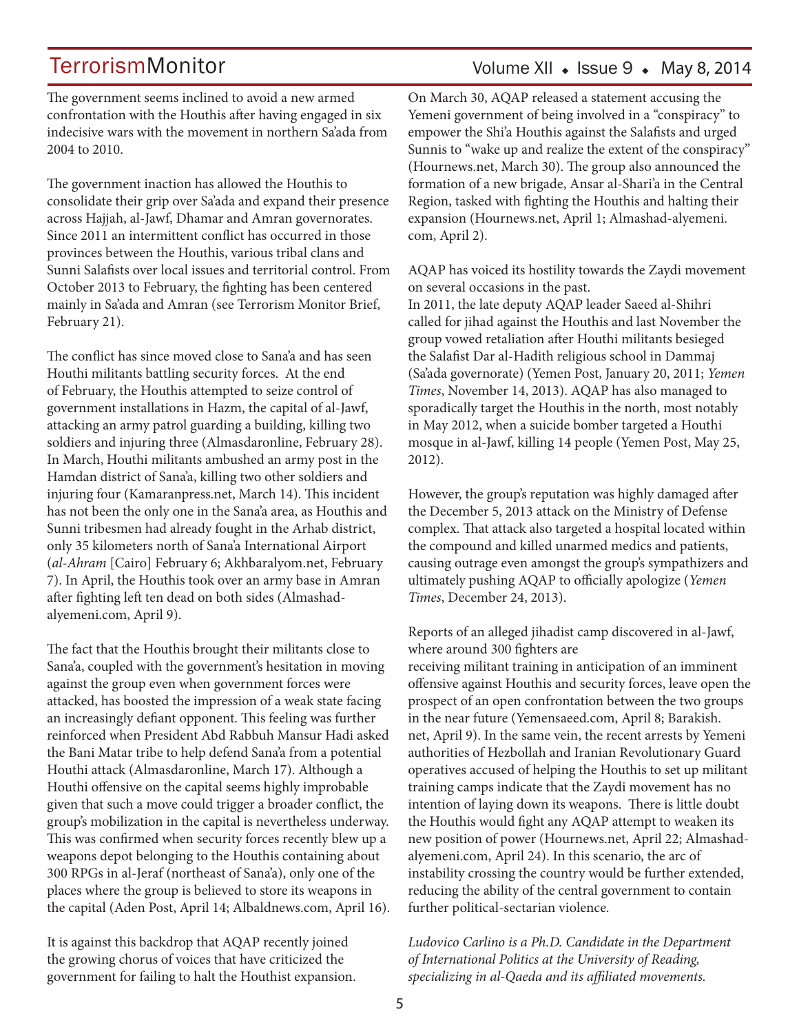The government seems inclined to avoid a new armed confrontation with the Houthis after having engaged in six indecisive wars with the movement in northern Sa'ada from 2004 to 2010.

The government inaction has allowed the Houthis to consolidate their grip over Sa'ada and expand their presence across Hajjah, al-Jawf, Dhamar and Amran governorates. Since 2011 an intermittent conflict has occurred in those provinces between the Houthis, various tribal clans and Sunni Salafists over local issues and territorial control. From October 2013 to February, the fighting has been centered mainly in Sa'ada and Amran (see Terrorism Monitor Brief, February 21).

The conflict has since moved close to Sana'a and has seen Houthi militants battling security forces. At the end of February, the Houthis attempted to seize control of government installations in Hazm, the capital of al-Jawf, attacking an army patrol guarding a building, killing two soldiers and injuring three (Almasdaronline, February 28). In March, Houthi militants ambushed an army post in the Hamdan district of Sana'a, killing two other soldiers and injuring four (Kamaranpress.net, March 14). This incident has not been the only one in the Sana'a area, as Houthis and Sunni tribesmen had already fought in the Arhab district, only 35 kilometers north of Sana'a International Airport (*al-Ahram* [Cairo] February 6; Akhbaralyom.net, February 7). In April, the Houthis took over an army base in Amran after fighting left ten dead on both sides (Almashad-alyemeni.com, April 9).

The fact that the Houthis brought their militants close to Sana'a, coupled with the government's hesitation in moving against the group even when government forces were attacked, has boosted the impression of a weak state facing an increasingly defiant opponent. This feeling was further reinforced when President Abd Rabbuh Mansur Hadi asked the Bani Matar tribe to help defend Sana'a from a potential Houthi attack (Almasdaronline, March 17). Although a Houthi offensive on the capital seems highly improbable given that such a move could trigger a broader conflict, the group's mobilization in the capital is nevertheless underway. This was confirmed when security forces recently blew up a weapons depot belonging to the Houthis containing about 300 RPGs in al-Jeraf (northeast of Sana'a), only one of the places where the group is believed to store its weapons in the capital (Aden Post, April 14; Albaldnews.com, April 16).

It is against this backdrop that AQAP recently joined the growing chorus of voices that have criticized the government for failing to halt the Houthist expansion. On March 30, AQAP released a statement accusing the Yemeni government of being involved in a "conspiracy" to empower the Shi'a Houthis against the Salafists and urged Sunnis to "wake up and realize the extent of the conspiracy" (Hournews.net, March 30). The group also announced the formation of a new brigade, Ansar al-Shari'a in the Central Region, tasked with fighting the Houthis and halting their expansion (Hournews.net, April 1; Almashad-alyemeni.com, April 2).

AQAP has voiced its hostility towards the Zaydi movement on several occasions in the past.
In 2011, the late deputy AQAP leader Saeed al-Shihri called for jihad against the Houthis and last November the group vowed retaliation after Houthi militants besieged the Salafist Dar al-Hadith religious school in Dammaj (Sa'ada governorate) (Yemen Post, January 20, 2011; *Yemen Times*, November 14, 2013). AQAP has also managed to sporadically target the Houthis in the north, most notably in May 2012, when a suicide bomber targeted a Houthi mosque in al-Jawf, killing 14 people (Yemen Post, May 25, 2012).

However, the group's reputation was highly damaged after the December 5, 2013 attack on the Ministry of Defense complex. That attack also targeted a hospital located within the compound and killed unarmed medics and patients, causing outrage even amongst the group's sympathizers and ultimately pushing AQAP to officially apologize (*Yemen Times*, December 24, 2013).

Reports of an alleged jihadist camp discovered in al-Jawf, where around 300 fighters are receiving militant training in anticipation of an imminent offensive against Houthis and security forces, leave open the prospect of an open confrontation between the two groups in the near future (Yemensaeed.com, April 8; Barakish.net, April 9). In the same vein, the recent arrests by Yemeni authorities of Hezbollah and Iranian Revolutionary Guard operatives accused of helping the Houthis to set up militant training camps indicate that the Zaydi movement has no intention of laying down its weapons. There is little doubt the Houthis would fight any AQAP attempt to weaken its new position of power (Hournews.net, April 22; Almashad-alyemeni.com, April 24). In this scenario, the arc of instability crossing the country would be further extended, reducing the ability of the central government to contain further political-sectarian violence.

*Ludovico Carlino is a Ph.D. Candidate in the Department of International Politics at the University of Reading, specializing in al-Qaeda and its affiliated movements.*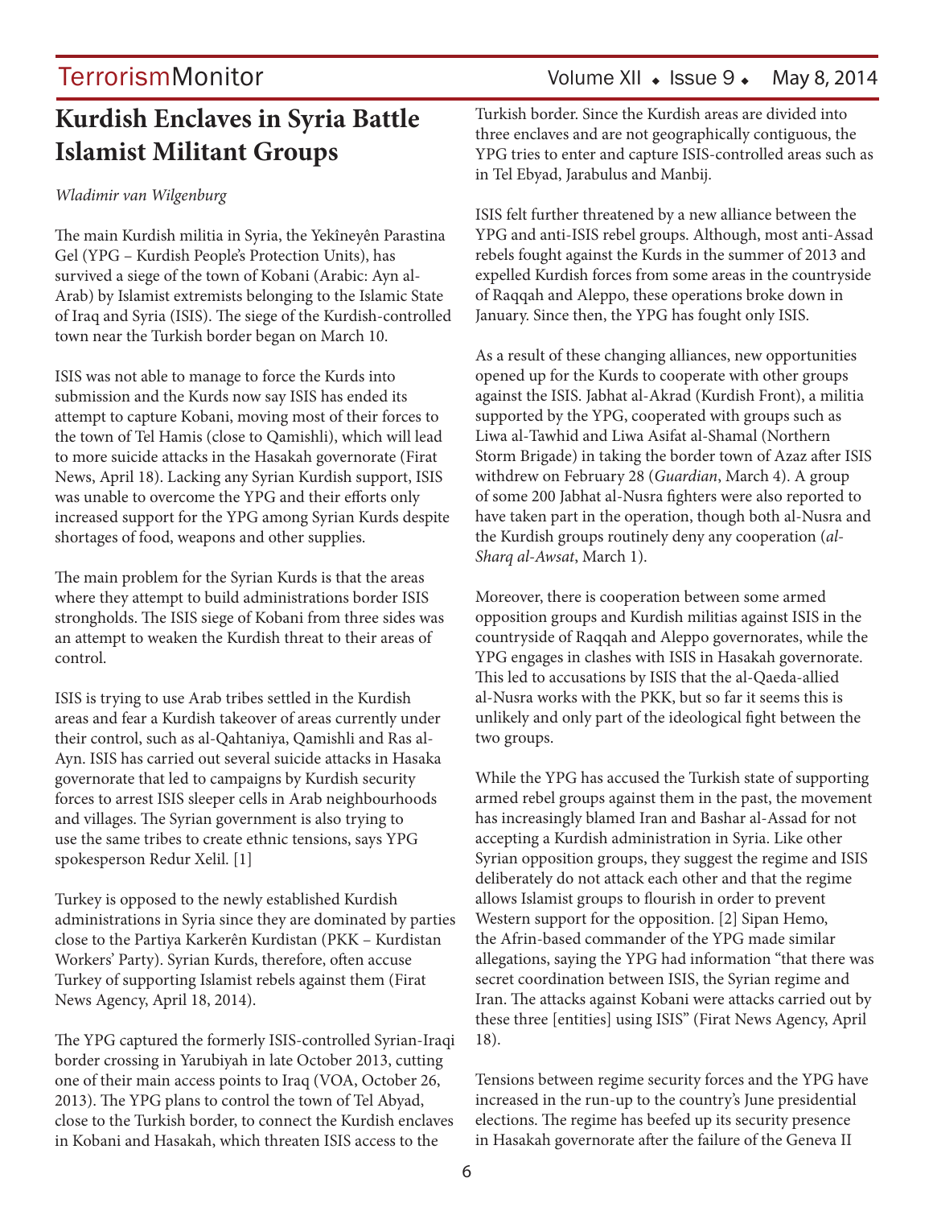# Kurdish Enclaves in Syria Battle Islamist Militant Groups

*Wladimir van Wilgenburg*

The main Kurdish militia in Syria, the Yekîneyên Parastina Gel (YPG – Kurdish People's Protection Units), has survived a siege of the town of Kobani (Arabic: Ayn al-Arab) by Islamist extremists belonging to the Islamic State of Iraq and Syria (ISIS). The siege of the Kurdish-controlled town near the Turkish border began on March 10.

ISIS was not able to manage to force the Kurds into submission and the Kurds now say ISIS has ended its attempt to capture Kobani, moving most of their forces to the town of Tel Hamis (close to Qamishli), which will lead to more suicide attacks in the Hasakah governorate (Firat News, April 18). Lacking any Syrian Kurdish support, ISIS was unable to overcome the YPG and their efforts only increased support for the YPG among Syrian Kurds despite shortages of food, weapons and other supplies.

The main problem for the Syrian Kurds is that the areas where they attempt to build administrations border ISIS strongholds. The ISIS siege of Kobani from three sides was an attempt to weaken the Kurdish threat to their areas of control.

ISIS is trying to use Arab tribes settled in the Kurdish areas and fear a Kurdish takeover of areas currently under their control, such as al-Qahtaniya, Qamishli and Ras al-Ayn. ISIS has carried out several suicide attacks in Hasaka governorate that led to campaigns by Kurdish security forces to arrest ISIS sleeper cells in Arab neighbourhoods and villages. The Syrian government is also trying to use the same tribes to create ethnic tensions, says YPG spokesperson Redur Xelil. [1]

Turkey is opposed to the newly established Kurdish administrations in Syria since they are dominated by parties close to the Partiya Karkerên Kurdistan (PKK – Kurdistan Workers' Party). Syrian Kurds, therefore, often accuse Turkey of supporting Islamist rebels against them (Firat News Agency, April 18, 2014).

The YPG captured the formerly ISIS-controlled Syrian-Iraqi border crossing in Yarubiyah in late October 2013, cutting one of their main access points to Iraq (VOA, October 26, 2013). The YPG plans to control the town of Tel Abyad, close to the Turkish border, to connect the Kurdish enclaves in Kobani and Hasakah, which threaten ISIS access to the Turkish border. Since the Kurdish areas are divided into three enclaves and are not geographically contiguous, the YPG tries to enter and capture ISIS-controlled areas such as in Tel Ebyad, Jarabulus and Manbij.

ISIS felt further threatened by a new alliance between the YPG and anti-ISIS rebel groups. Although, most anti-Assad rebels fought against the Kurds in the summer of 2013 and expelled Kurdish forces from some areas in the countryside of Raqqah and Aleppo, these operations broke down in January. Since then, the YPG has fought only ISIS.

As a result of these changing alliances, new opportunities opened up for the Kurds to cooperate with other groups against the ISIS. Jabhat al-Akrad (Kurdish Front), a militia supported by the YPG, cooperated with groups such as Liwa al-Tawhid and Liwa Asifat al-Shamal (Northern Storm Brigade) in taking the border town of Azaz after ISIS withdrew on February 28 (*Guardian*, March 4). A group of some 200 Jabhat al-Nusra fighters were also reported to have taken part in the operation, though both al-Nusra and the Kurdish groups routinely deny any cooperation (*al-Sharq al-Awsat*, March 1).

Moreover, there is cooperation between some armed opposition groups and Kurdish militias against ISIS in the countryside of Raqqah and Aleppo governorates, while the YPG engages in clashes with ISIS in Hasakah governorate. This led to accusations by ISIS that the al-Qaeda-allied al-Nusra works with the PKK, but so far it seems this is unlikely and only part of the ideological fight between the two groups.

While the YPG has accused the Turkish state of supporting armed rebel groups against them in the past, the movement has increasingly blamed Iran and Bashar al-Assad for not accepting a Kurdish administration in Syria. Like other Syrian opposition groups, they suggest the regime and ISIS deliberately do not attack each other and that the regime allows Islamist groups to flourish in order to prevent Western support for the opposition. [2] Sipan Hemo, the Afrin-based commander of the YPG made similar allegations, saying the YPG had information "that there was secret coordination between ISIS, the Syrian regime and Iran. The attacks against Kobani were attacks carried out by these three [entities] using ISIS" (Firat News Agency, April 18).

Tensions between regime security forces and the YPG have increased in the run-up to the country's June presidential elections. The regime has beefed up its security presence in Hasakah governorate after the failure of the Geneva II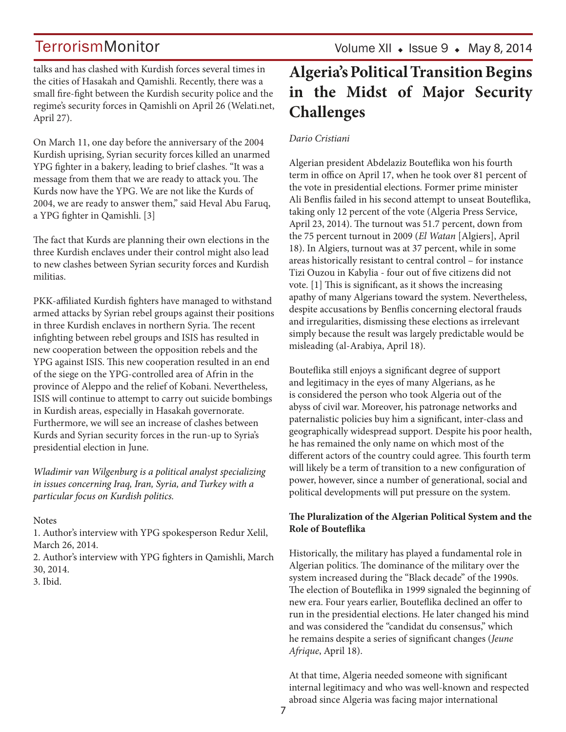talks and has clashed with Kurdish forces several times in the cities of Hasakah and Qamishli. Recently, there was a small fire-fight between the Kurdish security police and the regime's security forces in Qamishli on April 26 (Welati.net, April 27).

On March 11, one day before the anniversary of the 2004 Kurdish uprising, Syrian security forces killed an unarmed YPG fighter in a bakery, leading to brief clashes. "It was a message from them that we are ready to attack you. The Kurds now have the YPG. We are not like the Kurds of 2004, we are ready to answer them," said Heval Abu Faruq, a YPG fighter in Qamishli. [3]

The fact that Kurds are planning their own elections in the three Kurdish enclaves under their control might also lead to new clashes between Syrian security forces and Kurdish militias.

PKK-affiliated Kurdish fighters have managed to withstand armed attacks by Syrian rebel groups against their positions in three Kurdish enclaves in northern Syria. The recent infighting between rebel groups and ISIS has resulted in new cooperation between the opposition rebels and the YPG against ISIS. This new cooperation resulted in an end of the siege on the YPG-controlled area of Afrin in the province of Aleppo and the relief of Kobani. Nevertheless, ISIS will continue to attempt to carry out suicide bombings in Kurdish areas, especially in Hasakah governorate. Furthermore, we will see an increase of clashes between Kurds and Syrian security forces in the run-up to Syria's presidential election in June.

*Wladimir van Wilgenburg is a political analyst specializing in issues concerning Iraq, Iran, Syria, and Turkey with a particular focus on Kurdish politics.*

Notes

1. Author's interview with YPG spokesperson Redur Xelil, March 26, 2014.
2. Author's interview with YPG fighters in Qamishli, March 30, 2014.
3. Ibid.

# Algeria's Political Transition Begins in the Midst of Major Security Challenges

*Dario Cristiani*

Algerian president Abdelaziz Bouteflika won his fourth term in office on April 17, when he took over 81 percent of the vote in presidential elections. Former prime minister Ali Benflis failed in his second attempt to unseat Bouteflika, taking only 12 percent of the vote (Algeria Press Service, April 23, 2014). The turnout was 51.7 percent, down from the 75 percent turnout in 2009 (*El Watan* [Algiers], April 18). In Algiers, turnout was at 37 percent, while in some areas historically resistant to central control – for instance Tizi Ouzou in Kabylia - four out of five citizens did not vote. [1] This is significant, as it shows the increasing apathy of many Algerians toward the system. Nevertheless, despite accusations by Benflis concerning electoral frauds and irregularities, dismissing these elections as irrelevant simply because the result was largely predictable would be misleading (al-Arabiya, April 18).

Bouteflika still enjoys a significant degree of support and legitimacy in the eyes of many Algerians, as he is considered the person who took Algeria out of the abyss of civil war. Moreover, his patronage networks and paternalistic policies buy him a significant, inter-class and geographically widespread support. Despite his poor health, he has remained the only name on which most of the different actors of the country could agree. This fourth term will likely be a term of transition to a new configuration of power, however, since a number of generational, social and political developments will put pressure on the system.

**The Pluralization of the Algerian Political System and the Role of Bouteflika**

Historically, the military has played a fundamental role in Algerian politics. The dominance of the military over the system increased during the "Black decade" of the 1990s. The election of Bouteflika in 1999 signaled the beginning of new era. Four years earlier, Bouteflika declined an offer to run in the presidential elections. He later changed his mind and was considered the "candidat du consensus," which he remains despite a series of significant changes (*Jeune Afrique*, April 18).

At that time, Algeria needed someone with significant internal legitimacy and who was well-known and respected abroad since Algeria was facing major international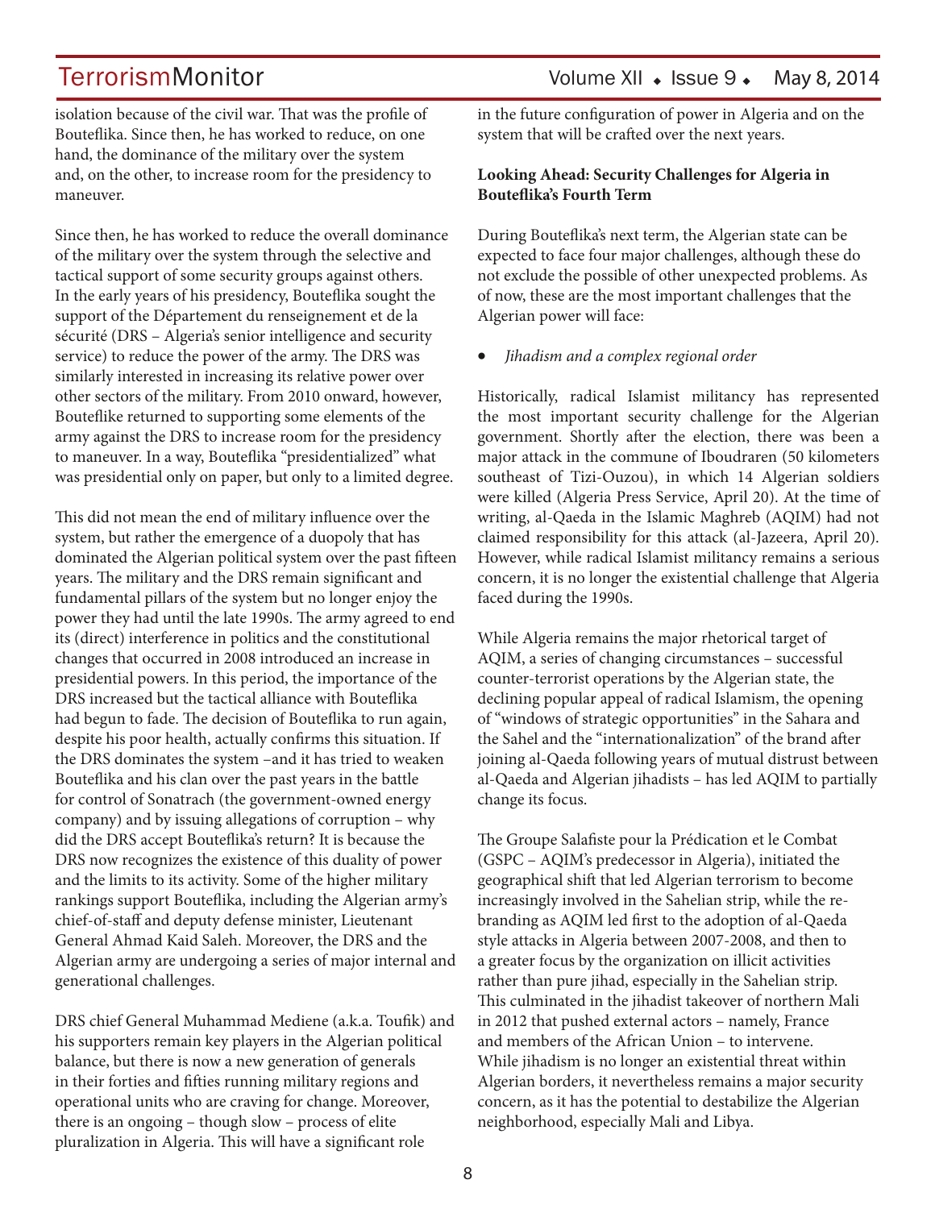isolation because of the civil war. That was the profile of Bouteflika. Since then, he has worked to reduce, on one hand, the dominance of the military over the system and, on the other, to increase room for the presidency to maneuver.

Since then, he has worked to reduce the overall dominance of the military over the system through the selective and tactical support of some security groups against others. In the early years of his presidency, Bouteflika sought the support of the Département du renseignement et de la sécurité (DRS – Algeria's senior intelligence and security service) to reduce the power of the army. The DRS was similarly interested in increasing its relative power over other sectors of the military. From 2010 onward, however, Bouteflike returned to supporting some elements of the army against the DRS to increase room for the presidency to maneuver. In a way, Bouteflika "presidentialized" what was presidential only on paper, but only to a limited degree.

This did not mean the end of military influence over the system, but rather the emergence of a duopoly that has dominated the Algerian political system over the past fifteen years. The military and the DRS remain significant and fundamental pillars of the system but no longer enjoy the power they had until the late 1990s. The army agreed to end its (direct) interference in politics and the constitutional changes that occurred in 2008 introduced an increase in presidential powers. In this period, the importance of the DRS increased but the tactical alliance with Bouteflika had begun to fade. The decision of Bouteflika to run again, despite his poor health, actually confirms this situation. If the DRS dominates the system –and it has tried to weaken Bouteflika and his clan over the past years in the battle for control of Sonatrach (the government-owned energy company) and by issuing allegations of corruption – why did the DRS accept Bouteflika's return? It is because the DRS now recognizes the existence of this duality of power and the limits to its activity. Some of the higher military rankings support Bouteflika, including the Algerian army's chief-of-staff and deputy defense minister, Lieutenant General Ahmad Kaid Saleh. Moreover, the DRS and the Algerian army are undergoing a series of major internal and generational challenges.

DRS chief General Muhammad Mediene (a.k.a. Toufik) and his supporters remain key players in the Algerian political balance, but there is now a new generation of generals in their forties and fifties running military regions and operational units who are craving for change. Moreover, there is an ongoing – though slow – process of elite pluralization in Algeria. This will have a significant role in the future configuration of power in Algeria and on the system that will be crafted over the next years.

**Looking Ahead: Security Challenges for Algeria in Bouteflika's Fourth Term**

During Bouteflika's next term, the Algerian state can be expected to face four major challenges, although these do not exclude the possible of other unexpected problems. As of now, these are the most important challenges that the Algerian power will face:

- *Jihadism and a complex regional order*

Historically, radical Islamist militancy has represented the most important security challenge for the Algerian government. Shortly after the election, there was been a major attack in the commune of Iboudraren (50 kilometers southeast of Tizi-Ouzou), in which 14 Algerian soldiers were killed (Algeria Press Service, April 20). At the time of writing, al-Qaeda in the Islamic Maghreb (AQIM) had not claimed responsibility for this attack (al-Jazeera, April 20). However, while radical Islamist militancy remains a serious concern, it is no longer the existential challenge that Algeria faced during the 1990s.

While Algeria remains the major rhetorical target of AQIM, a series of changing circumstances – successful counter-terrorist operations by the Algerian state, the declining popular appeal of radical Islamism, the opening of "windows of strategic opportunities" in the Sahara and the Sahel and the "internationalization" of the brand after joining al-Qaeda following years of mutual distrust between al-Qaeda and Algerian jihadists – has led AQIM to partially change its focus.

The Groupe Salafiste pour la Prédication et le Combat (GSPC – AQIM's predecessor in Algeria), initiated the geographical shift that led Algerian terrorism to become increasingly involved in the Sahelian strip, while the re-branding as AQIM led first to the adoption of al-Qaeda style attacks in Algeria between 2007-2008, and then to a greater focus by the organization on illicit activities rather than pure jihad, especially in the Sahelian strip. This culminated in the jihadist takeover of northern Mali in 2012 that pushed external actors – namely, France and members of the African Union – to intervene. While jihadism is no longer an existential threat within Algerian borders, it nevertheless remains a major security concern, as it has the potential to destabilize the Algerian neighborhood, especially Mali and Libya.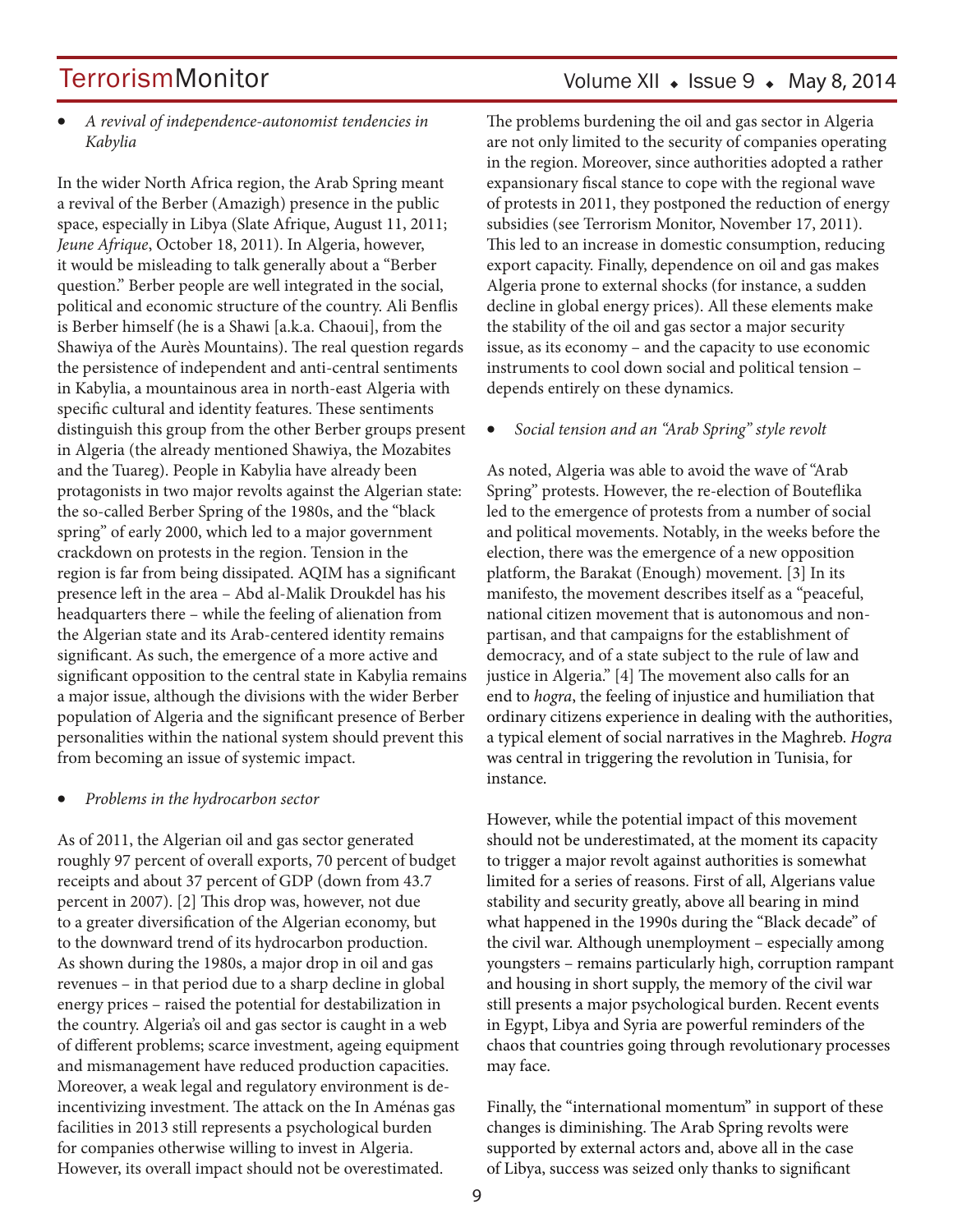- *A revival of independence-autonomist tendencies in Kabylia*

In the wider North Africa region, the Arab Spring meant a revival of the Berber (Amazigh) presence in the public space, especially in Libya (Slate Afrique, August 11, 2011; *Jeune Afrique*, October 18, 2011). In Algeria, however, it would be misleading to talk generally about a "Berber question." Berber people are well integrated in the social, political and economic structure of the country. Ali Benflis is Berber himself (he is a Shawi [a.k.a. Chaoui], from the Shawiya of the Aurès Mountains). The real question regards the persistence of independent and anti-central sentiments in Kabylia, a mountainous area in north-east Algeria with specific cultural and identity features. These sentiments distinguish this group from the other Berber groups present in Algeria (the already mentioned Shawiya, the Mozabites and the Tuareg). People in Kabylia have already been protagonists in two major revolts against the Algerian state: the so-called Berber Spring of the 1980s, and the "black spring" of early 2000, which led to a major government crackdown on protests in the region. Tension in the region is far from being dissipated. AQIM has a significant presence left in the area – Abd al-Malik Droukdel has his headquarters there – while the feeling of alienation from the Algerian state and its Arab-centered identity remains significant. As such, the emergence of a more active and significant opposition to the central state in Kabylia remains a major issue, although the divisions with the wider Berber population of Algeria and the significant presence of Berber personalities within the national system should prevent this from becoming an issue of systemic impact.

- *Problems in the hydrocarbon sector*

As of 2011, the Algerian oil and gas sector generated roughly 97 percent of overall exports, 70 percent of budget receipts and about 37 percent of GDP (down from 43.7 percent in 2007). [2] This drop was, however, not due to a greater diversification of the Algerian economy, but to the downward trend of its hydrocarbon production. As shown during the 1980s, a major drop in oil and gas revenues – in that period due to a sharp decline in global energy prices – raised the potential for destabilization in the country. Algeria's oil and gas sector is caught in a web of different problems; scarce investment, ageing equipment and mismanagement have reduced production capacities. Moreover, a weak legal and regulatory environment is de-incentivizing investment. The attack on the In Aménas gas facilities in 2013 still represents a psychological burden for companies otherwise willing to invest in Algeria. However, its overall impact should not be overestimated.

The problems burdening the oil and gas sector in Algeria are not only limited to the security of companies operating in the region. Moreover, since authorities adopted a rather expansionary fiscal stance to cope with the regional wave of protests in 2011, they postponed the reduction of energy subsidies (see Terrorism Monitor, November 17, 2011). This led to an increase in domestic consumption, reducing export capacity. Finally, dependence on oil and gas makes Algeria prone to external shocks (for instance, a sudden decline in global energy prices). All these elements make the stability of the oil and gas sector a major security issue, as its economy – and the capacity to use economic instruments to cool down social and political tension – depends entirely on these dynamics.

- *Social tension and an "Arab Spring" style revolt*

As noted, Algeria was able to avoid the wave of "Arab Spring" protests. However, the re-election of Bouteflika led to the emergence of protests from a number of social and political movements. Notably, in the weeks before the election, there was the emergence of a new opposition platform, the Barakat (Enough) movement. [3] In its manifesto, the movement describes itself as a "peaceful, national citizen movement that is autonomous and non-partisan, and that campaigns for the establishment of democracy, and of a state subject to the rule of law and justice in Algeria." [4] The movement also calls for an end to *hogra*, the feeling of injustice and humiliation that ordinary citizens experience in dealing with the authorities, a typical element of social narratives in the Maghreb. *Hogra* was central in triggering the revolution in Tunisia, for instance.

However, while the potential impact of this movement should not be underestimated, at the moment its capacity to trigger a major revolt against authorities is somewhat limited for a series of reasons. First of all, Algerians value stability and security greatly, above all bearing in mind what happened in the 1990s during the "Black decade" of the civil war. Although unemployment – especially among youngsters – remains particularly high, corruption rampant and housing in short supply, the memory of the civil war still presents a major psychological burden. Recent events in Egypt, Libya and Syria are powerful reminders of the chaos that countries going through revolutionary processes may face.

Finally, the "international momentum" in support of these changes is diminishing. The Arab Spring revolts were supported by external actors and, above all in the case of Libya, success was seized only thanks to significant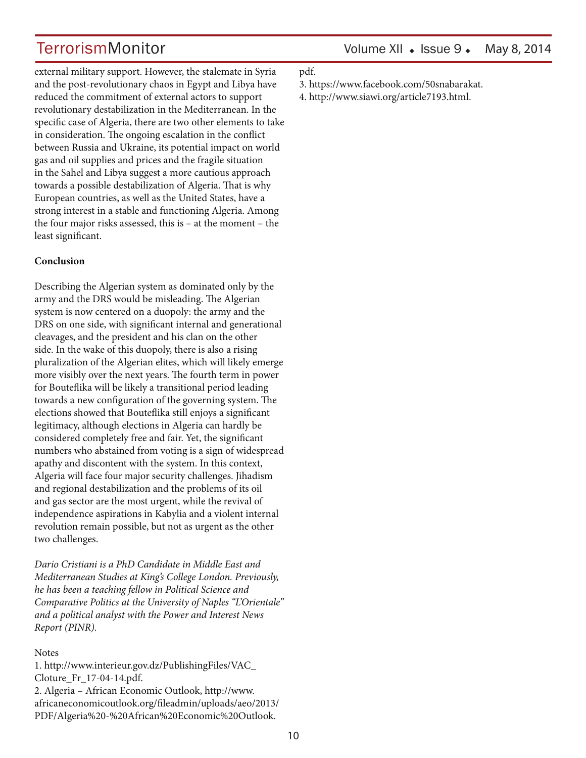external military support. However, the stalemate in Syria and the post-revolutionary chaos in Egypt and Libya have reduced the commitment of external actors to support revolutionary destabilization in the Mediterranean. In the specific case of Algeria, there are two other elements to take in consideration. The ongoing escalation in the conflict between Russia and Ukraine, its potential impact on world gas and oil supplies and prices and the fragile situation in the Sahel and Libya suggest a more cautious approach towards a possible destabilization of Algeria. That is why European countries, as well as the United States, have a strong interest in a stable and functioning Algeria. Among the four major risks assessed, this is – at the moment – the least significant.

**Conclusion**

Describing the Algerian system as dominated only by the army and the DRS would be misleading. The Algerian system is now centered on a duopoly: the army and the DRS on one side, with significant internal and generational cleavages, and the president and his clan on the other side. In the wake of this duopoly, there is also a rising pluralization of the Algerian elites, which will likely emerge more visibly over the next years. The fourth term in power for Bouteflika will be likely a transitional period leading towards a new configuration of the governing system. The elections showed that Bouteflika still enjoys a significant legitimacy, although elections in Algeria can hardly be considered completely free and fair. Yet, the significant numbers who abstained from voting is a sign of widespread apathy and discontent with the system. In this context, Algeria will face four major security challenges. Jihadism and regional destabilization and the problems of its oil and gas sector are the most urgent, while the revival of independence aspirations in Kabylia and a violent internal revolution remain possible, but not as urgent as the other two challenges.

*Dario Cristiani is a PhD Candidate in Middle East and Mediterranean Studies at King's College London. Previously, he has been a teaching fellow in Political Science and Comparative Politics at the University of Naples "L'Orientale" and a political analyst with the Power and Interest News Report (PINR).*

Notes

1. http://www.interieur.gov.dz/PublishingFiles/VAC_Cloture_Fr_17-04-14.pdf.
2. Algeria – African Economic Outlook, http://www.africaneconomicoutlook.org/fileadmin/uploads/aeo/2013/PDF/Algeria%20-%20African%20Economic%20Outlook.pdf.
3. https://www.facebook.com/50snabarakat.
4. http://www.siawi.org/article7193.html.